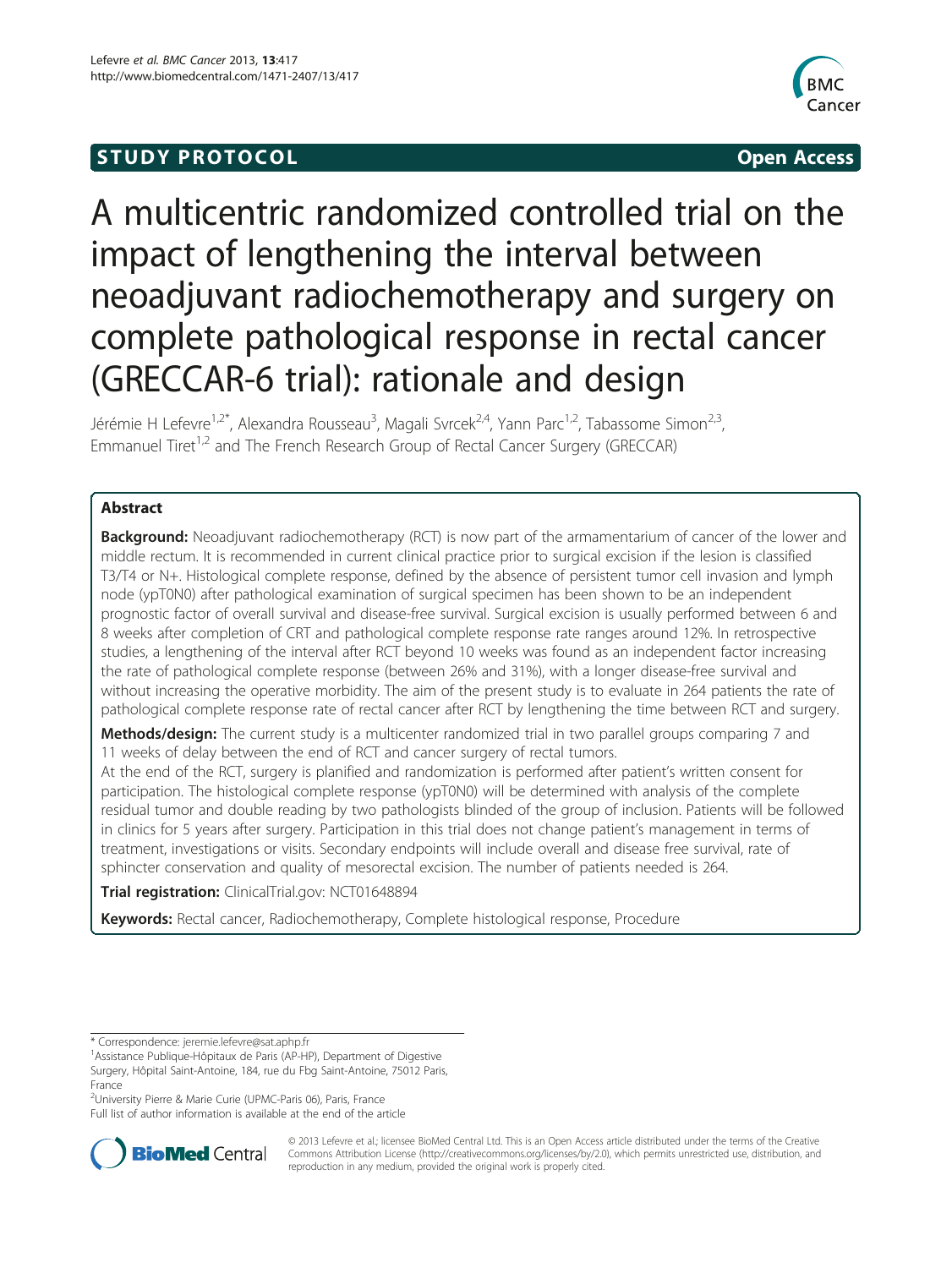STUDY PROTOCOL Open Access

# A multicentric randomized controlled trial on the impact of lengthening the interval between neoadjuvant radiochemotherapy and surgery on complete pathological response in rectal cancer (GRECCAR-6 trial): rationale and design

Jérémie H Lefevre[1,2*], Alexandra Rousseau[3], Magali Svrcek[2,4], Yann Parc[1,2], Tabassome Simon[2,3], Emmanuel Tiret[1,2] and The French Research Group of Rectal Cancer Surgery (GRECCAR)

## Abstract

**Background:** Neoadjuvant radiochemotherapy (RCT) is now part of the armamentarium of cancer of the lower and middle rectum. It is recommended in current clinical practice prior to surgical excision if the lesion is classified T3/T4 or N+. Histological complete response, defined by the absence of persistent tumor cell invasion and lymph node (ypT0N0) after pathological examination of surgical specimen has been shown to be an independent prognostic factor of overall survival and disease-free survival. Surgical excision is usually performed between 6 and 8 weeks after completion of CRT and pathological complete response rate ranges around 12%. In retrospective studies, a lengthening of the interval after RCT beyond 10 weeks was found as an independent factor increasing the rate of pathological complete response (between 26% and 31%), with a longer disease-free survival and without increasing the operative morbidity. The aim of the present study is to evaluate in 264 patients the rate of pathological complete response rate of rectal cancer after RCT by lengthening the time between RCT and surgery.

**Methods/design:** The current study is a multicenter randomized trial in two parallel groups comparing 7 and 11 weeks of delay between the end of RCT and cancer surgery of rectal tumors.

At the end of the RCT, surgery is planified and randomization is performed after patient's written consent for participation. The histological complete response (ypT0N0) will be determined with analysis of the complete residual tumor and double reading by two pathologists blinded of the group of inclusion. Patients will be followed in clinics for 5 years after surgery. Participation in this trial does not change patient's management in terms of treatment, investigations or visits. Secondary endpoints will include overall and disease free survival, rate of sphincter conservation and quality of mesorectal excision. The number of patients needed is 264.

**Trial registration:** ClinicalTrial.gov: NCT01648894

**Keywords:** Rectal cancer, Radiochemotherapy, Complete histological response, Procedure

---

* Correspondence: jeremie.lefevre@sat.aphp.fr
[1]Assistance Publique-Hôpitaux de Paris (AP-HP), Department of Digestive Surgery, Hôpital Saint-Antoine, 184, rue du Fbg Saint-Antoine, 75012 Paris, France
[2]University Pierre & Marie Curie (UPMC-Paris 06), Paris, France
Full list of author information is available at the end of the article

© 2013 Lefevre et al.; licensee BioMed Central Ltd. This is an Open Access article distributed under the terms of the Creative Commons Attribution License (http://creativecommons.org/licenses/by/2.0), which permits unrestricted use, distribution, and reproduction in any medium, provided the original work is properly cited.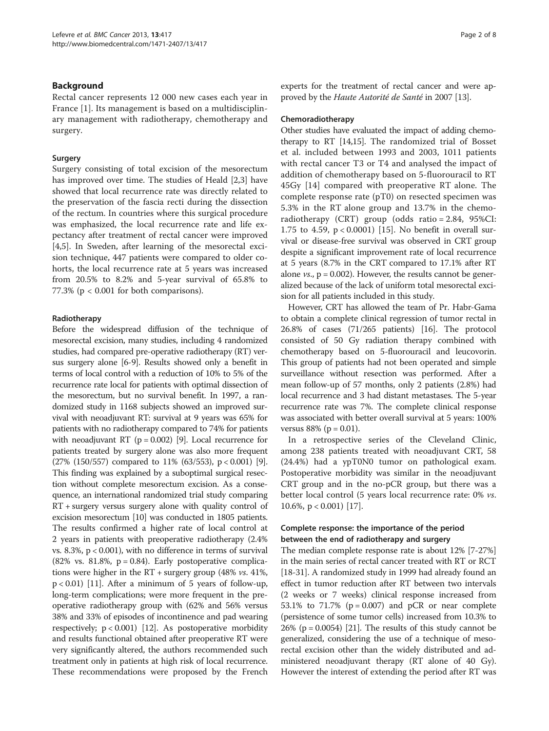## Background

Rectal cancer represents 12 000 new cases each year in France [1]. Its management is based on a multidisciplinary management with radiotherapy, chemotherapy and surgery.

### Surgery

Surgery consisting of total excision of the mesorectum has improved over time. The studies of Heald [2,3] have showed that local recurrence rate was directly related to the preservation of the fascia recti during the dissection of the rectum. In countries where this surgical procedure was emphasized, the local recurrence rate and life expectancy after treatment of rectal cancer were improved [4,5]. In Sweden, after learning of the mesorectal excision technique, 447 patients were compared to older cohorts, the local recurrence rate at 5 years was increased from 20.5% to 8.2% and 5-year survival of 65.8% to 77.3% ($p < 0.001$ for both comparisons).

### Radiotherapy

Before the widespread diffusion of the technique of mesorectal excision, many studies, including 4 randomized studies, had compared pre-operative radiotherapy (RT) versus surgery alone [6-9]. Results showed only a benefit in terms of local control with a reduction of 10% to 5% of the recurrence rate local for patients with optimal dissection of the mesorectum, but no survival benefit. In 1997, a randomized study in 1168 subjects showed an improved survival with neoadjuvant RT: survival at 9 years was 65% for patients with no radiotherapy compared to 74% for patients with neoadjuvant RT ($p = 0.002$) [9]. Local recurrence for patients treated by surgery alone was also more frequent (27% (150/557) compared to 11% (63/553), $p < 0.001$) [9]. This finding was explained by a suboptimal surgical resection without complete mesorectum excision. As a consequence, an international randomized trial study comparing RT + surgery versus surgery alone with quality control of excision mesorectum [10] was conducted in 1805 patients. The results confirmed a higher rate of local control at 2 years in patients with preoperative radiotherapy (2.4% vs. 8.3%, $p < 0.001$), with no difference in terms of survival (82% vs. 81.8%, $p = 0.84$). Early postoperative complications were higher in the RT + surgery group (48% *vs*. 41%, $p < 0.01$) [11]. After a minimum of 5 years of follow-up, long-term complications; were more frequent in the preoperative radiotherapy group with (62% and 56% versus 38% and 33% of episodes of incontinence and pad wearing respectively; $p < 0.001$) [12]. As postoperative morbidity and results functional obtained after preoperative RT were very significantly altered, the authors recommended such treatment only in patients at high risk of local recurrence. These recommendations were proposed by the French experts for the treatment of rectal cancer and were approved by the *Haute Autorité de Santé* in 2007 [13].

### Chemoradiotherapy

Other studies have evaluated the impact of adding chemotherapy to RT [14,15]. The randomized trial of Bosset et al. included between 1993 and 2003, 1011 patients with rectal cancer T3 or T4 and analysed the impact of addition of chemotherapy based on 5-fluorouracil to RT 45Gy [14] compared with preoperative RT alone. The complete response rate (pT0) on resected specimen was 5.3% in the RT alone group and 13.7% in the chemoradiotherapy (CRT) group (odds ratio = 2.84, 95%CI: 1.75 to 4.59, $p < 0.0001$) [15]. No benefit in overall survival or disease-free survival was observed in CRT group despite a significant improvement rate of local recurrence at 5 years (8.7% in the CRT compared to 17.1% after RT alone *vs*., $p = 0.002$). However, the results cannot be generalized because of the lack of uniform total mesorectal excision for all patients included in this study.

However, CRT has allowed the team of Pr. Habr-Gama to obtain a complete clinical regression of tumor rectal in 26.8% of cases (71/265 patients) [16]. The protocol consisted of 50 Gy radiation therapy combined with chemotherapy based on 5-fluorouracil and leucovorin. This group of patients had not been operated and simple surveillance without resection was performed. After a mean follow-up of 57 months, only 2 patients (2.8%) had local recurrence and 3 had distant metastases. The 5-year recurrence rate was 7%. The complete clinical response was associated with better overall survival at 5 years: 100% versus 88% ($p = 0.01$).

In a retrospective series of the Cleveland Clinic, among 238 patients treated with neoadjuvant CRT, 58 (24.4%) had a ypT0N0 tumor on pathological exam. Postoperative morbidity was similar in the neoadjuvant CRT group and in the no-pCR group, but there was a better local control (5 years local recurrence rate: 0% *vs*. 10.6%, $p < 0.001$) [17].

### Complete response: the importance of the period between the end of radiotherapy and surgery

The median complete response rate is about 12% [7-27%] in the main series of rectal cancer treated with RT or RCT [18-31]. A randomized study in 1999 had already found an effect in tumor reduction after RT between two intervals (2 weeks or 7 weeks) clinical response increased from 53.1% to 71.7% ($p = 0.007$) and pCR or near complete (persistence of some tumor cells) increased from 10.3% to 26% ($p = 0.0054$) [21]. The results of this study cannot be generalized, considering the use of a technique of mesorectal excision other than the widely distributed and administered neoadjuvant therapy (RT alone of 40 Gy). However the interest of extending the period after RT was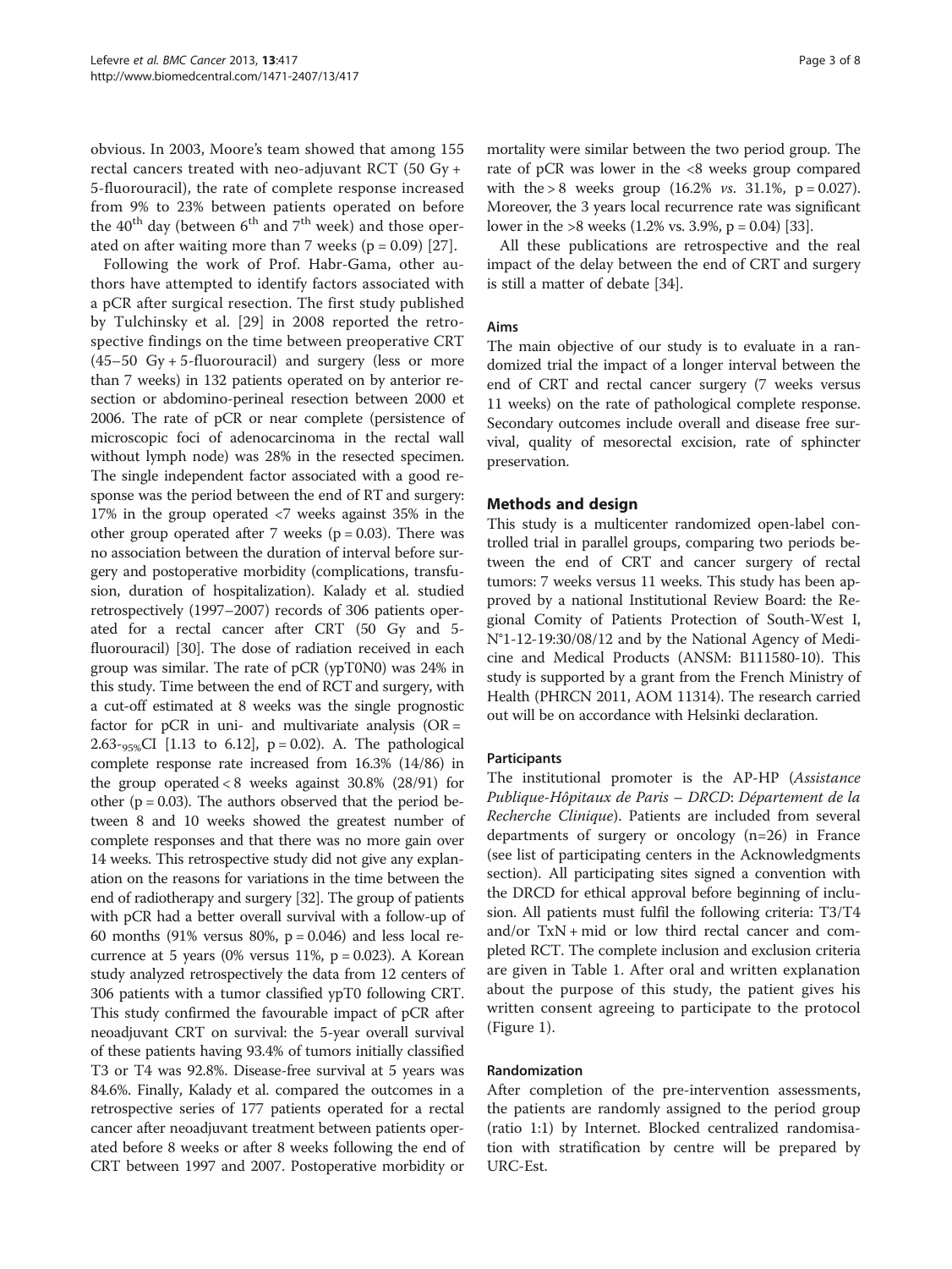obvious. In 2003, Moore's team showed that among 155 rectal cancers treated with neo-adjuvant RCT (50 Gy + 5-fluorouracil), the rate of complete response increased from 9% to 23% between patients operated on before the 40[th] day (between 6[th] and 7[th] week) and those operated on after waiting more than 7 weeks (p = 0.09) [27].

Following the work of Prof. Habr-Gama, other authors have attempted to identify factors associated with a pCR after surgical resection. The first study published by Tulchinsky et al. [29] in 2008 reported the retrospective findings on the time between preoperative CRT (45–50 Gy + 5-fluorouracil) and surgery (less or more than 7 weeks) in 132 patients operated on by anterior resection or abdomino-perineal resection between 2000 et 2006. The rate of pCR or near complete (persistence of microscopic foci of adenocarcinoma in the rectal wall without lymph node) was 28% in the resected specimen. The single independent factor associated with a good response was the period between the end of RT and surgery: 17% in the group operated <7 weeks against 35% in the other group operated after 7 weeks (p = 0.03). There was no association between the duration of interval before surgery and postoperative morbidity (complications, transfusion, duration of hospitalization). Kalady et al. studied retrospectively (1997–2007) records of 306 patients operated for a rectal cancer after CRT (50 Gy and 5-fluorouracil) [30]. The dose of radiation received in each group was similar. The rate of pCR (ypT0N0) was 24% in this study. Time between the end of RCT and surgery, with a cut-off estimated at 8 weeks was the single prognostic factor for pCR in uni- and multivariate analysis (OR = 2.63-$_{95\%}$CI [1.13 to 6.12], p = 0.02). A. The pathological complete response rate increased from 16.3% (14/86) in the group operated < 8 weeks against 30.8% (28/91) for other (p = 0.03). The authors observed that the period between 8 and 10 weeks showed the greatest number of complete responses and that there was no more gain over 14 weeks. This retrospective study did not give any explanation on the reasons for variations in the time between the end of radiotherapy and surgery [32]. The group of patients with pCR had a better overall survival with a follow-up of 60 months (91% versus 80%, p = 0.046) and less local recurrence at 5 years (0% versus 11%, p = 0.023). A Korean study analyzed retrospectively the data from 12 centers of 306 patients with a tumor classified ypT0 following CRT. This study confirmed the favourable impact of pCR after neoadjuvant CRT on survival: the 5-year overall survival of these patients having 93.4% of tumors initially classified T3 or T4 was 92.8%. Disease-free survival at 5 years was 84.6%. Finally, Kalady et al. compared the outcomes in a retrospective series of 177 patients operated for a rectal cancer after neoadjuvant treatment between patients operated before 8 weeks or after 8 weeks following the end of CRT between 1997 and 2007. Postoperative morbidity or mortality were similar between the two period group. The rate of pCR was lower in the <8 weeks group compared with the > 8 weeks group (16.2% *vs.* 31.1%, p = 0.027). Moreover, the 3 years local recurrence rate was significant lower in the >8 weeks (1.2% vs. 3.9%, p = 0.04) [33].

All these publications are retrospective and the real impact of the delay between the end of CRT and surgery is still a matter of debate [34].

### Aims

The main objective of our study is to evaluate in a randomized trial the impact of a longer interval between the end of CRT and rectal cancer surgery (7 weeks versus 11 weeks) on the rate of pathological complete response. Secondary outcomes include overall and disease free survival, quality of mesorectal excision, rate of sphincter preservation.

## Methods and design

This study is a multicenter randomized open-label controlled trial in parallel groups, comparing two periods between the end of CRT and cancer surgery of rectal tumors: 7 weeks versus 11 weeks. This study has been approved by a national Institutional Review Board: the Regional Comity of Patients Protection of South-West I, N°1-12-19:30/08/12 and by the National Agency of Medicine and Medical Products (ANSM: B111580-10). This study is supported by a grant from the French Ministry of Health (PHRCN 2011, AOM 11314). The research carried out will be on accordance with Helsinki declaration.

### Participants

The institutional promoter is the AP-HP (*Assistance Publique-Hôpitaux de Paris – DRCD*: *Département de la Recherche Clinique*). Patients are included from several departments of surgery or oncology (n=26) in France (see list of participating centers in the Acknowledgments section). All participating sites signed a convention with the DRCD for ethical approval before beginning of inclusion. All patients must fulfil the following criteria: T3/T4 and/or TxN + mid or low third rectal cancer and completed RCT. The complete inclusion and exclusion criteria are given in Table 1. After oral and written explanation about the purpose of this study, the patient gives his written consent agreeing to participate to the protocol (Figure 1).

### Randomization

After completion of the pre-intervention assessments, the patients are randomly assigned to the period group (ratio 1:1) by Internet. Blocked centralized randomisation with stratification by centre will be prepared by URC-Est.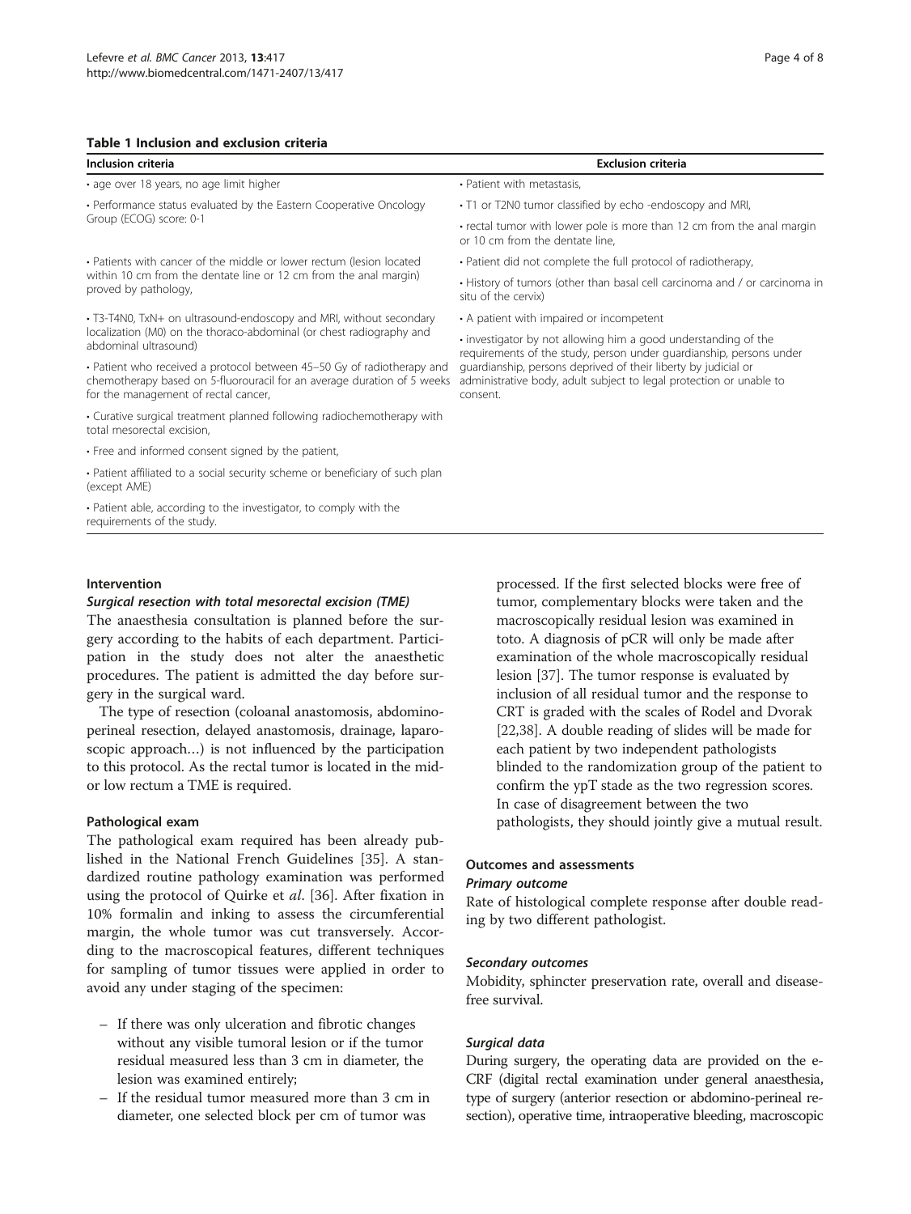**Table 1 Inclusion and exclusion criteria**

| Inclusion criteria | Exclusion criteria |
| --- | --- |
| • age over 18 years, no age limit higher | • Patient with metastasis, |
| • Performance status evaluated by the Eastern Cooperative Oncology Group (ECOG) score: 0-1 | • T1 or T2N0 tumor classified by echo -endoscopy and MRI, |
| | • rectal tumor with lower pole is more than 12 cm from the anal margin or 10 cm from the dentate line, |
| • Patients with cancer of the middle or lower rectum (lesion located within 10 cm from the dentate line or 12 cm from the anal margin) proved by pathology, | • Patient did not complete the full protocol of radiotherapy, |
| | • History of tumors (other than basal cell carcinoma and / or carcinoma in situ of the cervix) |
| • T3-T4N0, TxN+ on ultrasound-endoscopy and MRI, without secondary localization (M0) on the thoraco-abdominal (or chest radiography and abdominal ultrasound) | • A patient with impaired or incompetent |
| | • investigator by not allowing him a good understanding of the requirements of the study, person under guardianship, persons under guardianship, persons deprived of their liberty by judicial or administrative body, adult subject to legal protection or unable to consent. |
| • Patient who received a protocol between 45–50 Gy of radiotherapy and chemotherapy based on 5-fluorouracil for an average duration of 5 weeks for the management of rectal cancer, | |
| • Curative surgical treatment planned following radiochemotherapy with total mesorectal excision, | |
| • Free and informed consent signed by the patient, | |
| • Patient affiliated to a social security scheme or beneficiary of such plan (except AME) | |
| • Patient able, according to the investigator, to comply with the requirements of the study. | |

### Intervention

#### *Surgical resection with total mesorectal excision (TME)*

The anaesthesia consultation is planned before the surgery according to the habits of each department. Participation in the study does not alter the anaesthetic procedures. The patient is admitted the day before surgery in the surgical ward.

The type of resection (coloanal anastomosis, abdomino-perineal resection, delayed anastomosis, drainage, laparoscopic approach…) is not influenced by the participation to this protocol. As the rectal tumor is located in the mid- or low rectum a TME is required.

### Pathological exam

The pathological exam required has been already published in the National French Guidelines [35]. A standardized routine pathology examination was performed using the protocol of Quirke et *al*. [36]. After fixation in 10% formalin and inking to assess the circumferential margin, the whole tumor was cut transversely. According to the macroscopical features, different techniques for sampling of tumor tissues were applied in order to avoid any under staging of the specimen:

- If there was only ulceration and fibrotic changes without any visible tumoral lesion or if the tumor residual measured less than 3 cm in diameter, the lesion was examined entirely;
- If the residual tumor measured more than 3 cm in diameter, one selected block per cm of tumor was processed. If the first selected blocks were free of tumor, complementary blocks were taken and the macroscopically residual lesion was examined in toto. A diagnosis of pCR will only be made after examination of the whole macroscopically residual lesion [37]. The tumor response is evaluated by inclusion of all residual tumor and the response to CRT is graded with the scales of Rodel and Dvorak [22,38]. A double reading of slides will be made for each patient by two independent pathologists blinded to the randomization group of the patient to confirm the ypT stade as the two regression scores. In case of disagreement between the two pathologists, they should jointly give a mutual result.

### Outcomes and assessments

#### *Primary outcome*

Rate of histological complete response after double reading by two different pathologist.

#### *Secondary outcomes*

Mobidity, sphincter preservation rate, overall and disease-free survival.

#### *Surgical data*

During surgery, the operating data are provided on the e-CRF (digital rectal examination under general anaesthesia, type of surgery (anterior resection or abdomino-perineal resection), operative time, intraoperative bleeding, macroscopic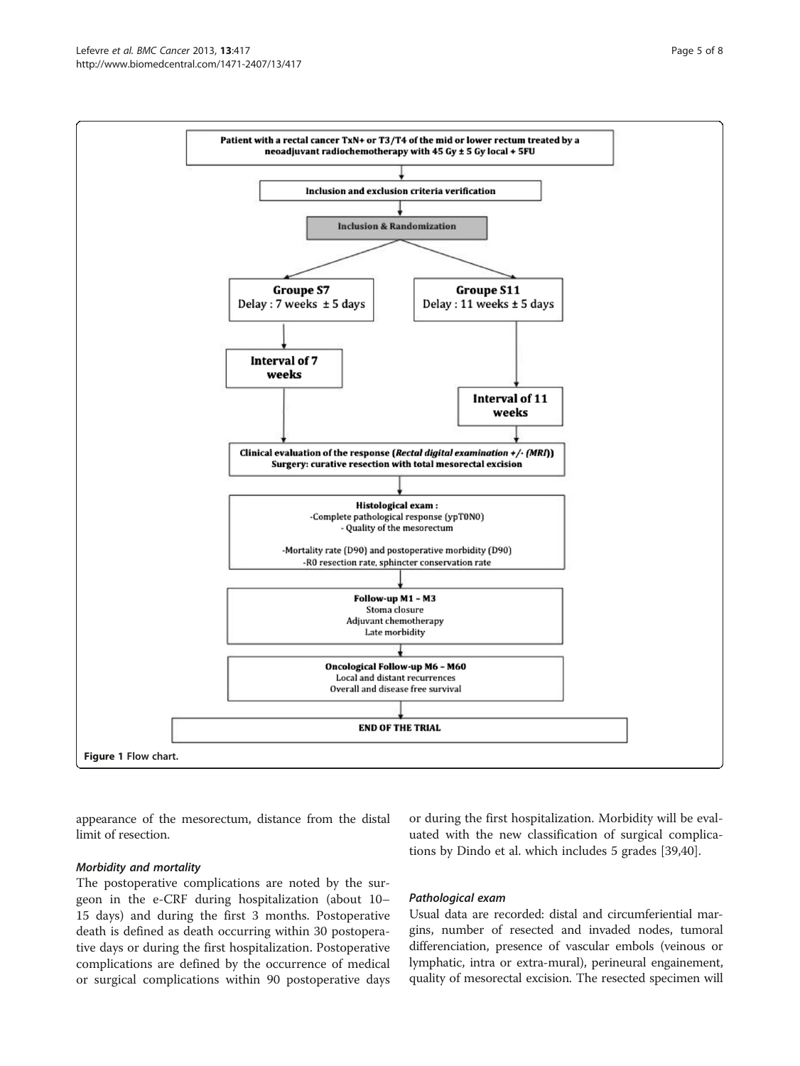Patient with a rectal cancer TxN+ or T3/T4 of the mid or lower rectum treated by a neoadjuvant radiochemotherapy with 45 Gy ± 5 Gy local + 5FU

↓

Inclusion and exclusion criteria verification

↓

**Inclusion & Randomization**

↓

| Groupe S7 | Groupe S11 |
| --- | --- |
| Delay : 7 weeks ± 5 days | Delay : 11 weeks ± 5 days |
| Interval of 7 weeks | Interval of 11 weeks |

↓

Clinical evaluation of the response (*Rectal digital examination +/- (MRI)*)
Surgery: curative resection with total mesorectal excision

↓

Histological exam :
- Complete pathological response (ypT0N0)
- Quality of the mesorectum

- Mortality rate (D90) and postoperative morbidity (D90)
- R0 resection rate, sphincter conservation rate

↓

Follow-up M1 – M3
Stoma closure
Adjuvant chemotherapy
Late morbidity

↓

Oncological Follow-up M6 – M60
Local and distant recurrences
Overall and disease free survival

↓

END OF THE TRIAL

**Figure 1** Flow chart.

appearance of the mesorectum, distance from the distal limit of resection.

### *Morbidity and mortality*

The postoperative complications are noted by the surgeon in the e-CRF during hospitalization (about 10–15 days) and during the first 3 months. Postoperative death is defined as death occurring within 30 postoperative days or during the first hospitalization. Postoperative complications are defined by the occurrence of medical or surgical complications within 90 postoperative days or during the first hospitalization. Morbidity will be evaluated with the new classification of surgical complications by Dindo et al. which includes 5 grades [39,40].

### *Pathological exam*

Usual data are recorded: distal and circumferiential margins, number of resected and invaded nodes, tumoral differenciation, presence of vascular embols (veinous or lymphatic, intra or extra-mural), perineural engainement, quality of mesorectal excision. The resected specimen will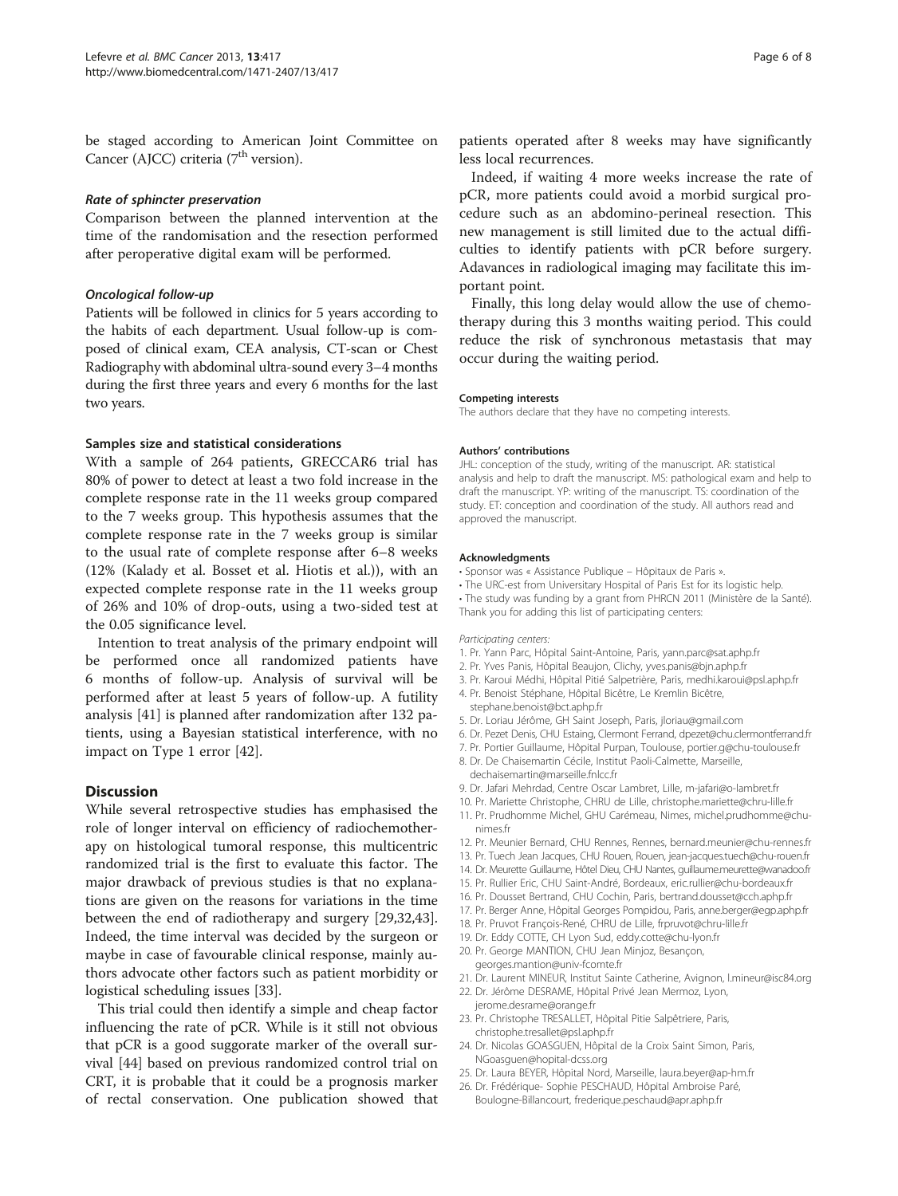be staged according to American Joint Committee on Cancer (AJCC) criteria (7th version).

#### *Rate of sphincter preservation*

Comparison between the planned intervention at the time of the randomisation and the resection performed after peroperative digital exam will be performed.

#### *Oncological follow-up*

Patients will be followed in clinics for 5 years according to the habits of each department. Usual follow-up is composed of clinical exam, CEA analysis, CT-scan or Chest Radiography with abdominal ultra-sound every 3–4 months during the first three years and every 6 months for the last two years.

### Samples size and statistical considerations

With a sample of 264 patients, GRECCAR6 trial has 80% of power to detect at least a two fold increase in the complete response rate in the 11 weeks group compared to the 7 weeks group. This hypothesis assumes that the complete response rate in the 7 weeks group is similar to the usual rate of complete response after 6–8 weeks (12% (Kalady et al. Bosset et al. Hiotis et al.)), with an expected complete response rate in the 11 weeks group of 26% and 10% of drop-outs, using a two-sided test at the 0.05 significance level.

Intention to treat analysis of the primary endpoint will be performed once all randomized patients have 6 months of follow-up. Analysis of survival will be performed after at least 5 years of follow-up. A futility analysis [41] is planned after randomization after 132 patients, using a Bayesian statistical interference, with no impact on Type 1 error [42].

## Discussion

While several retrospective studies has emphasised the role of longer interval on efficiency of radiochemotherapy on histological tumoral response, this multicentric randomized trial is the first to evaluate this factor. The major drawback of previous studies is that no explanations are given on the reasons for variations in the time between the end of radiotherapy and surgery [29,32,43]. Indeed, the time interval was decided by the surgeon or maybe in case of favourable clinical response, mainly authors advocate other factors such as patient morbidity or logistical scheduling issues [33].

This trial could then identify a simple and cheap factor influencing the rate of pCR. While is it still not obvious that pCR is a good suggorate marker of the overall survival [44] based on previous randomized control trial on CRT, it is probable that it could be a prognosis marker of rectal conservation. One publication showed that patients operated after 8 weeks may have significantly less local recurrences.

Indeed, if waiting 4 more weeks increase the rate of pCR, more patients could avoid a morbid surgical procedure such as an abdomino-perineal resection. This new management is still limited due to the actual difficulties to identify patients with pCR before surgery. Adavances in radiological imaging may facilitate this important point.

Finally, this long delay would allow the use of chemotherapy during this 3 months waiting period. This could reduce the risk of synchronous metastasis that may occur during the waiting period.

#### Competing interests

The authors declare that they have no competing interests.

#### Authors' contributions

JHL: conception of the study, writing of the manuscript. AR: statistical analysis and help to draft the manuscript. MS: pathological exam and help to draft the manuscript. YP: writing of the manuscript. TS: coordination of the study. ET: conception and coordination of the study. All authors read and approved the manuscript.

#### Acknowledgments

- Sponsor was « Assistance Publique – Hôpitaux de Paris ».
- The URC-est from Universitary Hospital of Paris Est for its logistic help.
- The study was funding by a grant from PHRCN 2011 (Ministère de la Santé).

Thank you for adding this list of participating centers:

*Participating centers:*

1. Pr. Yann Parc, Hôpital Saint-Antoine, Paris, yann.parc@sat.aphp.fr
2. Pr. Yves Panis, Hôpital Beaujon, Clichy, yves.panis@bjn.aphp.fr
3. Pr. Karoui Médhi, Hôpital Pitié Salpetrière, Paris, medhi.karoui@psl.aphp.fr
4. Pr. Benoist Stéphane, Hôpital Bicêtre, Le Kremlin Bicêtre, stephane.benoist@bct.aphp.fr
5. Dr. Loriau Jérôme, GH Saint Joseph, Paris, jloriau@gmail.com
6. Dr. Pezet Denis, CHU Estaing, Clermont Ferrand, dpezet@chu.clermontferrand.fr
7. Pr. Portier Guillaume, Hôpital Purpan, Toulouse, portier.g@chu-toulouse.fr
8. Dr. De Chaisemartin Cécile, Institut Paoli-Calmette, Marseille, dechaisemartin@marseille.fnlcc.fr
9. Dr. Jafari Mehrdad, Centre Oscar Lambret, Lille, m-jafari@o-lambret.fr
10. Pr. Mariette Christophe, CHRU de Lille, christophe.mariette@chru-lille.fr
11. Pr. Prudhomme Michel, GHU Carémeau, Nimes, michel.prudhomme@chu-nimes.fr
12. Pr. Meunier Bernard, CHU Rennes, Rennes, bernard.meunier@chu-rennes.fr
13. Pr. Tuech Jean Jacques, CHU Rouen, Rouen, jean-jacques.tuech@chu-rouen.fr
14. Dr. Meurette Guillaume, Hôtel Dieu, CHU Nantes, guillaume.meurette@wanadoo.fr
15. Pr. Rullier Eric, CHU Saint-André, Bordeaux, eric.rullier@chu-bordeaux.fr
16. Pr. Dousset Bertrand, CHU Cochin, Paris, bertrand.dousset@cch.aphp.fr
17. Pr. Berger Anne, Hôpital Georges Pompidou, Paris, anne.berger@egp.aphp.fr
18. Pr. Pruvot François-René, CHRU de Lille, frpruvot@chru-lille.fr
19. Dr. Eddy COTTE, CH Lyon Sud, eddy.cotte@chu-lyon.fr
20. Pr. George MANTION, CHU Jean Minjoz, Besançon, georges.mantion@univ-fcomte.fr
21. Dr. Laurent MINEUR, Institut Sainte Catherine, Avignon, l.mineur@isc84.org
22. Dr. Jérôme DESRAME, Hôpital Privé Jean Mermoz, Lyon, jerome.desrame@orange.fr
23. Pr. Christophe TRESALLET, Hôpital Pitie Salpêtriere, Paris, christophe.tresallet@psl.aphp.fr
24. Dr. Nicolas GOASGUEN, Hôpital de la Croix Saint Simon, Paris, NGoasguen@hopital-dcss.org
25. Dr. Laura BEYER, Hôpital Nord, Marseille, laura.beyer@ap-hm.fr
26. Dr. Frédérique- Sophie PESCHAUD, Hôpital Ambroise Paré, Boulogne-Billancourt, frederique.peschaud@apr.aphp.fr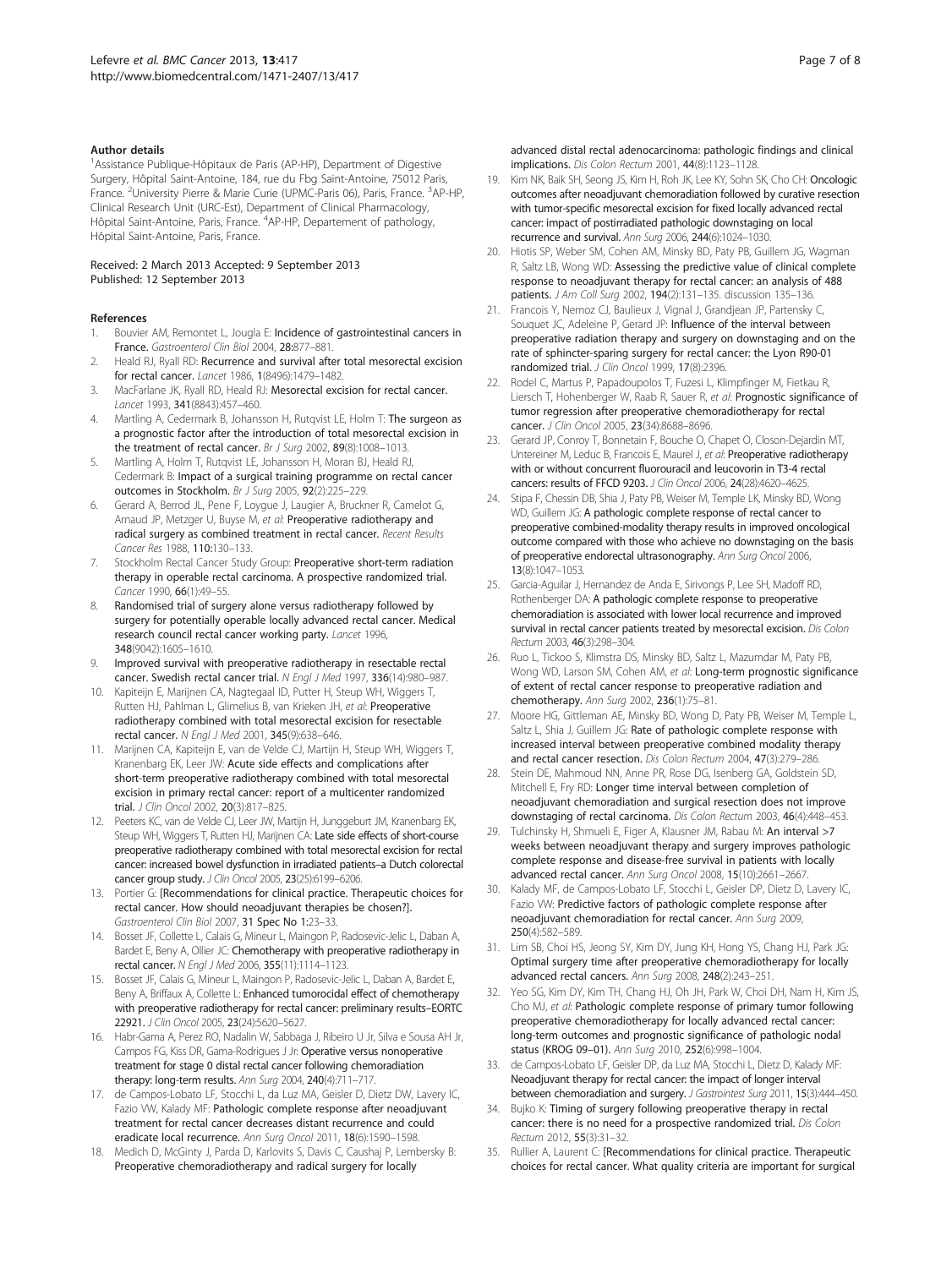#### Author details

[1]Assistance Publique-Hôpitaux de Paris (AP-HP), Department of Digestive Surgery, Hôpital Saint-Antoine, 184, rue du Fbg Saint-Antoine, 75012 Paris, France. [2]University Pierre & Marie Curie (UPMC-Paris 06), Paris, France. [3]AP-HP, Clinical Research Unit (URC-Est), Department of Clinical Pharmacology, Hôpital Saint-Antoine, Paris, France. [4]AP-HP, Departement of pathology, Hôpital Saint-Antoine, Paris, France.

Received: 2 March 2013 Accepted: 9 September 2013
Published: 12 September 2013

#### References

1. Bouvier AM, Remontet L, Jougla E: **Incidence of gastrointestinal cancers in France.** *Gastroenterol Clin Biol* 2004, **28:**877–881.
2. Heald RJ, Ryall RD: **Recurrence and survival after total mesorectal excision for rectal cancer.** *Lancet* 1986, **1**(8496):1479–1482.
3. MacFarlane JK, Ryall RD, Heald RJ: **Mesorectal excision for rectal cancer.** *Lancet* 1993, **341**(8843):457–460.
4. Martling A, Cedermark B, Johansson H, Rutqvist LE, Holm T: **The surgeon as a prognostic factor after the introduction of total mesorectal excision in the treatment of rectal cancer.** *Br J Surg* 2002, **89**(8):1008–1013.
5. Martling A, Holm T, Rutqvist LE, Johansson H, Moran BJ, Heald RJ, Cedermark B: **Impact of a surgical training programme on rectal cancer outcomes in Stockholm.** *Br J Surg* 2005, **92**(2):225–229.
6. Gerard A, Berrod JL, Pene F, Loygue J, Laugier A, Bruckner R, Camelot G, Arnaud JP, Metzger U, Buyse M, *et al*: **Preoperative radiotherapy and radical surgery as combined treatment in rectal cancer.** *Recent Results Cancer Res* 1988, **110:**130–133.
7. Stockholm Rectal Cancer Study Group: **Preoperative short-term radiation therapy in operable rectal carcinoma. A prospective randomized trial.** *Cancer* 1990, **66**(1):49–55.
8. **Randomised trial of surgery alone versus radiotherapy followed by surgery for potentially operable locally advanced rectal cancer. Medical research council rectal cancer working party.** *Lancet* 1996, **348**(9042):1605–1610.
9. **Improved survival with preoperative radiotherapy in resectable rectal cancer. Swedish rectal cancer trial.** *N Engl J Med* 1997, **336**(14):980–987.
10. Kapiteijn E, Marijnen CA, Nagtegaal ID, Putter H, Steup WH, Wiggers T, Rutten HJ, Pahlman L, Glimelius B, van Krieken JH, *et al*: **Preoperative radiotherapy combined with total mesorectal excision for resectable rectal cancer.** *N Engl J Med* 2001, **345**(9):638–646.
11. Marijnen CA, Kapiteijn E, van de Velde CJ, Martijn H, Steup WH, Wiggers T, Kranenbarg EK, Leer JW: **Acute side effects and complications after short-term preoperative radiotherapy combined with total mesorectal excision in primary rectal cancer: report of a multicenter randomized trial.** *J Clin Oncol* 2002, **20**(3):817–825.
12. Peeters KC, van de Velde CJ, Leer JW, Martijn H, Junggeburt JM, Kranenbarg EK, Steup WH, Wiggers T, Rutten HJ, Marijnen CA: **Late side effects of short-course preoperative radiotherapy combined with total mesorectal excision for rectal cancer: increased bowel dysfunction in irradiated patients–a Dutch colorectal cancer group study.** *J Clin Oncol* 2005, **23**(25):6199–6206.
13. Portier G: **[Recommendations for clinical practice. Therapeutic choices for rectal cancer. How should neoadjuvant therapies be chosen?].** *Gastroenterol Clin Biol* 2007, **31 Spec No 1:**23–33.
14. Bosset JF, Collette L, Calais G, Mineur L, Maingon P, Radosevic-Jelic L, Daban A, Bardet E, Beny A, Ollier JC: **Chemotherapy with preoperative radiotherapy in rectal cancer.** *N Engl J Med* 2006, **355**(11):1114–1123.
15. Bosset JF, Calais G, Mineur L, Maingon P, Radosevic-Jelic L, Daban A, Bardet E, Beny A, Briffaux A, Collette L: **Enhanced tumorocidal effect of chemotherapy with preoperative radiotherapy for rectal cancer: preliminary results–EORTC 22921.** *J Clin Oncol* 2005, **23**(24):5620–5627.
16. Habr-Gama A, Perez RO, Nadalin W, Sabbaga J, Ribeiro U Jr, Silva e Sousa AH Jr, Campos FG, Kiss DR, Gama-Rodrigues J Jr: **Operative versus nonoperative treatment for stage 0 distal rectal cancer following chemoradiation therapy: long-term results.** *Ann Surg* 2004, **240**(4):711–717.
17. de Campos-Lobato LF, Stocchi L, da Luz MA, Geisler D, Dietz DW, Lavery IC, Fazio VW, Kalady MF: **Pathologic complete response after neoadjuvant treatment for rectal cancer decreases distant recurrence and could eradicate local recurrence.** *Ann Surg Oncol* 2011, **18**(6):1590–1598.
18. Medich D, McGinty J, Parda D, Karlovits S, Davis C, Caushaj P, Lembersky B: **Preoperative chemoradiotherapy and radical surgery for locally advanced distal rectal adenocarcinoma: pathologic findings and clinical implications.** *Dis Colon Rectum* 2001, **44**(8):1123–1128.
19. Kim NK, Baik SH, Seong JS, Kim H, Roh JK, Lee KY, Sohn SK, Cho CH: **Oncologic outcomes after neoadjuvant chemoradiation followed by curative resection with tumor-specific mesorectal excision for fixed locally advanced rectal cancer: impact of postirradiated pathologic downstaging on local recurrence and survival.** *Ann Surg* 2006, **244**(6):1024–1030.
20. Hiotis SP, Weber SM, Cohen AM, Minsky BD, Paty PB, Guillem JG, Wagman R, Saltz LB, Wong WD: **Assessing the predictive value of clinical complete response to neoadjuvant therapy for rectal cancer: an analysis of 488 patients.** *J Am Coll Surg* 2002, **194**(2):131–135. discussion 135–136.
21. Francois Y, Nemoz CJ, Baulieux J, Vignal J, Grandjean JP, Partensky C, Souquet JC, Adeleine P, Gerard JP: **Influence of the interval between preoperative radiation therapy and surgery on downstaging and on the rate of sphincter-sparing surgery for rectal cancer: the Lyon R90-01 randomized trial.** *J Clin Oncol* 1999, **17**(8):2396.
22. Rodel C, Martus P, Papadoupolos T, Fuzesi L, Klimpfinger M, Fietkau R, Liersch T, Hohenberger W, Raab R, Sauer R, *et al*: **Prognostic significance of tumor regression after preoperative chemoradiotherapy for rectal cancer.** *J Clin Oncol* 2005, **23**(34):8688–8696.
23. Gerard JP, Conroy T, Bonnetain F, Bouche O, Chapet O, Closon-Dejardin MT, Untereiner M, Leduc B, Francois E, Maurel J, *et al*: **Preoperative radiotherapy with or without concurrent fluorouracil and leucovorin in T3-4 rectal cancers: results of FFCD 9203.** *J Clin Oncol* 2006, **24**(28):4620–4625.
24. Stipa F, Chessin DB, Shia J, Paty PB, Weiser M, Temple LK, Minsky BD, Wong WD, Guillem JG: **A pathologic complete response of rectal cancer to preoperative combined-modality therapy results in improved oncological outcome compared with those who achieve no downstaging on the basis of preoperative endorectal ultrasonography.** *Ann Surg Oncol* 2006, **13**(8):1047–1053.
25. Garcia-Aguilar J, Hernandez de Anda E, Sirivongs P, Lee SH, Madoff RD, Rothenberger DA: **A pathologic complete response to preoperative chemoradiation is associated with lower local recurrence and improved survival in rectal cancer patients treated by mesorectal excision.** *Dis Colon Rectum* 2003, **46**(3):298–304.
26. Ruo L, Tickoo S, Klimstra DS, Minsky BD, Saltz L, Mazumdar M, Paty PB, Wong WD, Larson SM, Cohen AM, *et al*: **Long-term prognostic significance of extent of rectal cancer response to preoperative radiation and chemotherapy.** *Ann Surg* 2002, **236**(1):75–81.
27. Moore HG, Gittleman AE, Minsky BD, Wong D, Paty PB, Weiser M, Temple L, Saltz L, Shia J, Guillem JG: **Rate of pathologic complete response with increased interval between preoperative combined modality therapy and rectal cancer resection.** *Dis Colon Rectum* 2004, **47**(3):279–286.
28. Stein DE, Mahmoud NN, Anne PR, Rose DG, Isenberg GA, Goldstein SD, Mitchell E, Fry RD: **Longer time interval between completion of neoadjuvant chemoradiation and surgical resection does not improve downstaging of rectal carcinoma.** *Dis Colon Rectum* 2003, **46**(4):448–453.
29. Tulchinsky H, Shmueli E, Figer A, Klausner JM, Rabau M: **An interval >7 weeks between neoadjuvant therapy and surgery improves pathologic complete response and disease-free survival in patients with locally advanced rectal cancer.** *Ann Surg Oncol* 2008, **15**(10):2661–2667.
30. Kalady MF, de Campos-Lobato LF, Stocchi L, Geisler DP, Dietz D, Lavery IC, Fazio VW: **Predictive factors of pathologic complete response after neoadjuvant chemoradiation for rectal cancer.** *Ann Surg* 2009, **250**(4):582–589.
31. Lim SB, Choi HS, Jeong SY, Kim DY, Jung KH, Hong YS, Chang HJ, Park JG: **Optimal surgery time after preoperative chemoradiotherapy for locally advanced rectal cancers.** *Ann Surg* 2008, **248**(2):243–251.
32. Yeo SG, Kim DY, Kim TH, Chang HJ, Oh JH, Park W, Choi DH, Nam H, Kim JS, Cho MJ, *et al*: **Pathologic complete response of primary tumor following preoperative chemoradiotherapy for locally advanced rectal cancer: long-term outcomes and prognostic significance of pathologic nodal status (KROG 09–01).** *Ann Surg* 2010, **252**(6):998–1004.
33. de Campos-Lobato LF, Geisler DP, da Luz MA, Stocchi L, Dietz D, Kalady MF: **Neoadjuvant therapy for rectal cancer: the impact of longer interval between chemoradiation and surgery.** *J Gastrointest Surg* 2011, **15**(3):444–450.
34. Bujko K: **Timing of surgery following preoperative therapy in rectal cancer: there is no need for a prospective randomized trial.** *Dis Colon Rectum* 2012, **55**(3):31–32.
35. Rullier A, Laurent C: **[Recommendations for clinical practice. Therapeutic choices for rectal cancer. What quality criteria are important for surgical**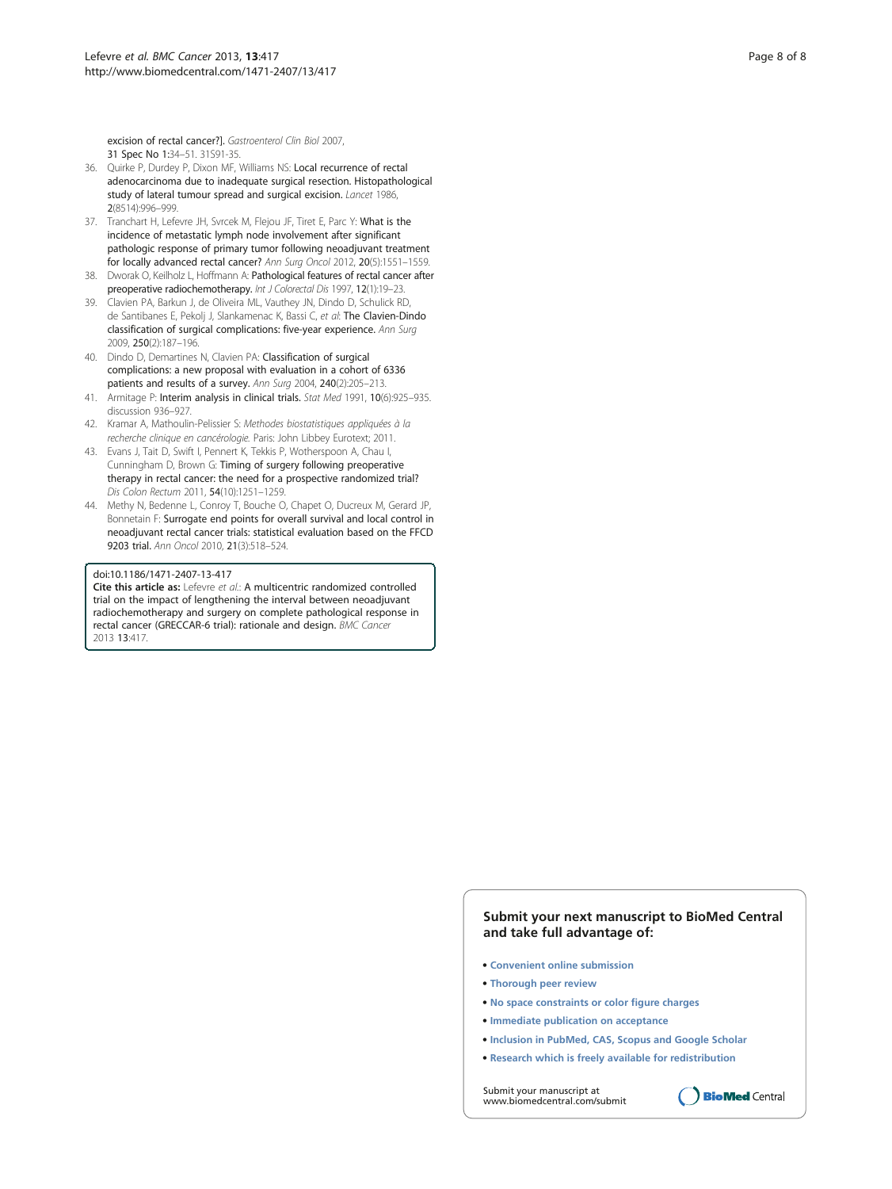excision of rectal cancer?]. *Gastroenterol Clin Biol* 2007, 31 Spec No 1:34–51. 31S91-35.

36. Quirke P, Durdey P, Dixon MF, Williams NS: **Local recurrence of rectal adenocarcinoma due to inadequate surgical resection. Histopathological study of lateral tumour spread and surgical excision.** *Lancet* 1986, **2**(8514):996–999.
37. Tranchart H, Lefevre JH, Svrcek M, Flejou JF, Tiret E, Parc Y: **What is the incidence of metastatic lymph node involvement after significant pathologic response of primary tumor following neoadjuvant treatment for locally advanced rectal cancer?** *Ann Surg Oncol* 2012, **20**(5):1551–1559.
38. Dworak O, Keilholz L, Hoffmann A: **Pathological features of rectal cancer after preoperative radiochemotherapy.** *Int J Colorectal Dis* 1997, **12**(1):19–23.
39. Clavien PA, Barkun J, de Oliveira ML, Vauthey JN, Dindo D, Schulick RD, de Santibanes E, Pekolj J, Slankamenac K, Bassi C, *et al*: **The Clavien-Dindo classification of surgical complications: five-year experience.** *Ann Surg* 2009, **250**(2):187–196.
40. Dindo D, Demartines N, Clavien PA: **Classification of surgical complications: a new proposal with evaluation in a cohort of 6336 patients and results of a survey.** *Ann Surg* 2004, **240**(2):205–213.
41. Armitage P: **Interim analysis in clinical trials.** *Stat Med* 1991, **10**(6):925–935. discussion 936–927.
42. Kramar A, Mathoulin-Pelissier S: *Methodes biostatistiques appliquées à la recherche clinique en cancérologie.* Paris: John Libbey Eurotext; 2011.
43. Evans J, Tait D, Swift I, Pennert K, Tekkis P, Wotherspoon A, Chau I, Cunningham D, Brown G: **Timing of surgery following preoperative therapy in rectal cancer: the need for a prospective randomized trial?** *Dis Colon Rectum* 2011, **54**(10):1251–1259.
44. Methy N, Bedenne L, Conroy T, Bouche O, Chapet O, Ducreux M, Gerard JP, Bonnetain F: **Surrogate end points for overall survival and local control in neoadjuvant rectal cancer trials: statistical evaluation based on the FFCD 9203 trial.** *Ann Oncol* 2010, **21**(3):518–524.

doi:10.1186/1471-2407-13-417

**Cite this article as:** Lefevre *et al.*: A multicentric randomized controlled trial on the impact of lengthening the interval between neoadjuvant radiochemotherapy and surgery on complete pathological response in rectal cancer (GRECCAR-6 trial): rationale and design. *BMC Cancer* 2013 **13**:417.

**Submit your next manuscript to BioMed Central and take full advantage of:**

- **Convenient online submission**
- **Thorough peer review**
- **No space constraints or color figure charges**
- **Immediate publication on acceptance**
- **Inclusion in PubMed, CAS, Scopus and Google Scholar**
- **Research which is freely available for redistribution**

Submit your manuscript at
www.biomedcentral.com/submit

BioMed Central